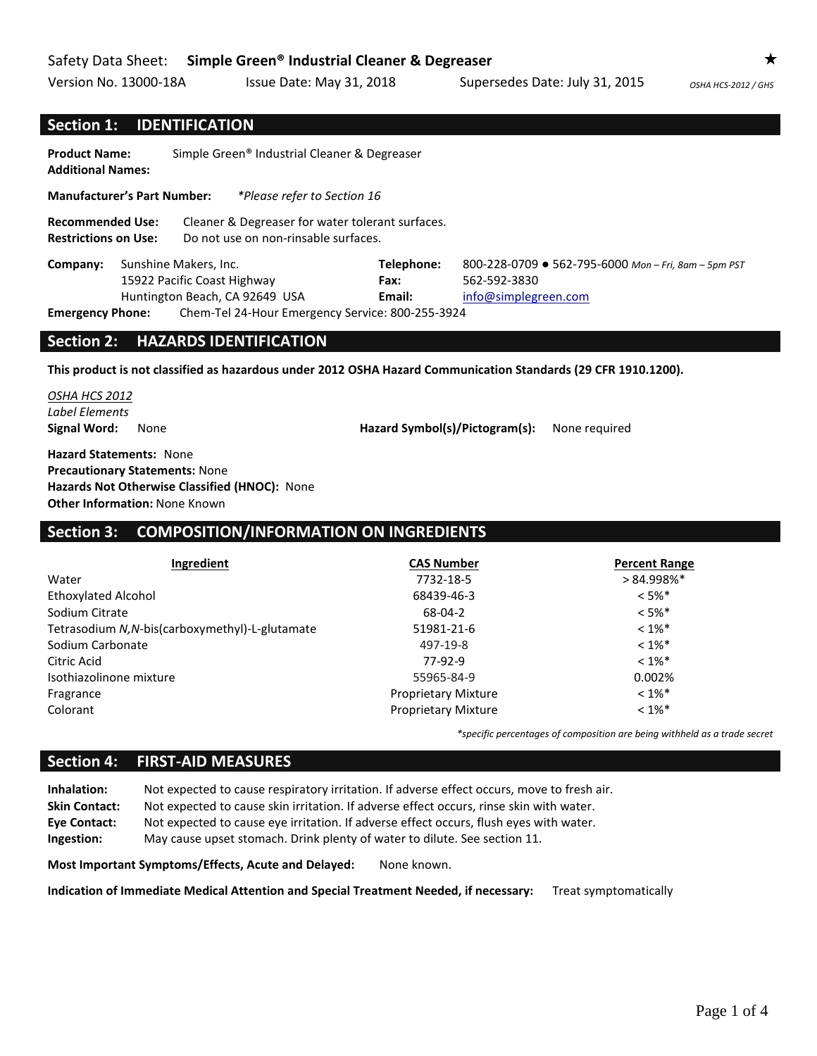Safety Data Sheet: **Simple Green® Industrial Cleaner & Degreaser** ★

Version No. 13000-18A    Issue Date: May 31, 2018    Supersedes Date: July 31, 2015    *OSHA HCS-2012 / GHS*

## Section 1: IDENTIFICATION

**Product Name:** Simple Green® Industrial Cleaner & Degreaser
**Additional Names:**

**Manufacturer's Part Number:** *\*Please refer to Section 16*

**Recommended Use:** Cleaner & Degreaser for water tolerant surfaces.
**Restrictions on Use:** Do not use on non-rinsable surfaces.

**Company:** Sunshine Makers, Inc.
15922 Pacific Coast Highway
Huntington Beach, CA 92649 USA

**Telephone:** 800-228-0709 ● 562-795-6000 *Mon – Fri, 8am – 5pm PST*
**Fax:** 562-592-3830
**Email:** info@simplegreen.com

**Emergency Phone:** Chem-Tel 24-Hour Emergency Service: 800-255-3924

## Section 2: HAZARDS IDENTIFICATION

**This product is not classified as hazardous under 2012 OSHA Hazard Communication Standards (29 CFR 1910.1200).**

*OSHA HCS 2012*
*Label Elements*
**Signal Word:** None    **Hazard Symbol(s)/Pictogram(s):** None required

**Hazard Statements:** None
**Precautionary Statements:** None
**Hazards Not Otherwise Classified (HNOC):** None
**Other Information:** None Known

## Section 3: COMPOSITION/INFORMATION ON INGREDIENTS

| Ingredient | CAS Number | Percent Range |
|---|---|---|
| Water | 7732-18-5 | > 84.998%* |
| Ethoxylated Alcohol | 68439-46-3 | < 5%* |
| Sodium Citrate | 68-04-2 | < 5%* |
| Tetrasodium *N,N*-bis(carboxymethyl)-L-glutamate | 51981-21-6 | < 1%* |
| Sodium Carbonate | 497-19-8 | < 1%* |
| Citric Acid | 77-92-9 | < 1%* |
| Isothiazolinone mixture | 55965-84-9 | 0.002% |
| Fragrance | Proprietary Mixture | < 1%* |
| Colorant | Proprietary Mixture | < 1%* |

*\*specific percentages of composition are being withheld as a trade secret*

## Section 4: FIRST-AID MEASURES

**Inhalation:** Not expected to cause respiratory irritation. If adverse effect occurs, move to fresh air.
**Skin Contact:** Not expected to cause skin irritation. If adverse effect occurs, rinse skin with water.
**Eye Contact:** Not expected to cause eye irritation. If adverse effect occurs, flush eyes with water.
**Ingestion:** May cause upset stomach. Drink plenty of water to dilute. See section 11.

**Most Important Symptoms/Effects, Acute and Delayed:** None known.

**Indication of Immediate Medical Attention and Special Treatment Needed, if necessary:** Treat symptomatically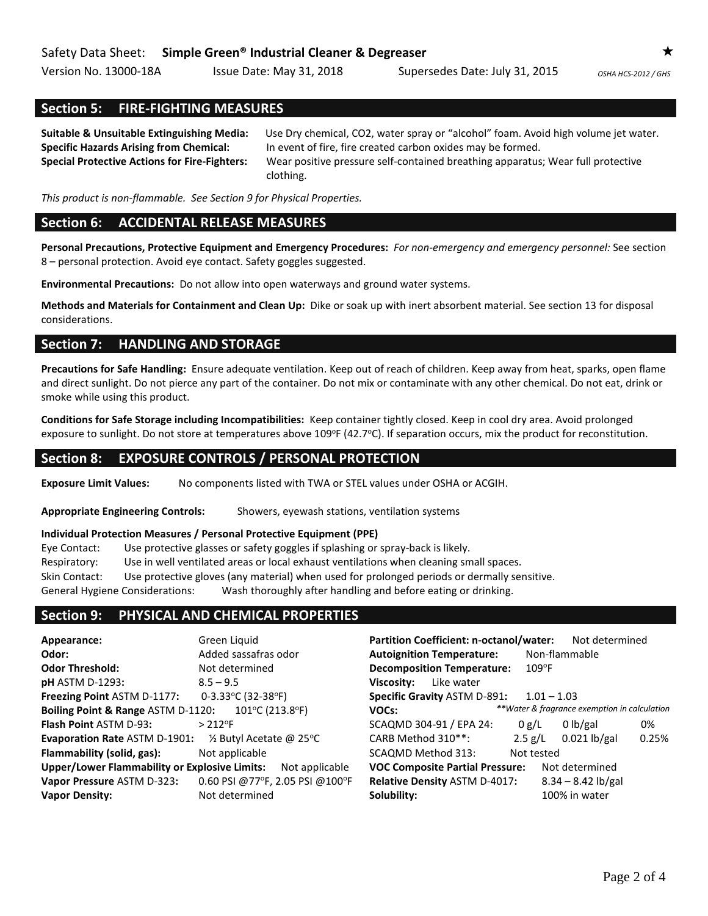## Section 5: FIRE-FIGHTING MEASURES

**Suitable & Unsuitable Extinguishing Media:** Use Dry chemical, CO2, water spray or "alcohol" foam. Avoid high volume jet water.
**Specific Hazards Arising from Chemical:** In event of fire, fire created carbon oxides may be formed.
**Special Protective Actions for Fire-Fighters:** Wear positive pressure self-contained breathing apparatus; Wear full protective clothing.

*This product is non-flammable. See Section 9 for Physical Properties.*

## Section 6: ACCIDENTAL RELEASE MEASURES

**Personal Precautions, Protective Equipment and Emergency Procedures:** *For non-emergency and emergency personnel:* See section 8 – personal protection. Avoid eye contact. Safety goggles suggested.

**Environmental Precautions:** Do not allow into open waterways and ground water systems.

**Methods and Materials for Containment and Clean Up:** Dike or soak up with inert absorbent material. See section 13 for disposal considerations.

## Section 7: HANDLING AND STORAGE

**Precautions for Safe Handling:** Ensure adequate ventilation. Keep out of reach of children. Keep away from heat, sparks, open flame and direct sunlight. Do not pierce any part of the container. Do not mix or contaminate with any other chemical. Do not eat, drink or smoke while using this product.

**Conditions for Safe Storage including Incompatibilities:** Keep container tightly closed. Keep in cool dry area. Avoid prolonged exposure to sunlight. Do not store at temperatures above 109°F (42.7°C). If separation occurs, mix the product for reconstitution.

## Section 8: EXPOSURE CONTROLS / PERSONAL PROTECTION

**Exposure Limit Values:** No components listed with TWA or STEL values under OSHA or ACGIH.

**Appropriate Engineering Controls:** Showers, eyewash stations, ventilation systems

**Individual Protection Measures / Personal Protective Equipment (PPE)**

Eye Contact: Use protective glasses or safety goggles if splashing or spray-back is likely.
Respiratory: Use in well ventilated areas or local exhaust ventilations when cleaning small spaces.
Skin Contact: Use protective gloves (any material) when used for prolonged periods or dermally sensitive.
General Hygiene Considerations: Wash thoroughly after handling and before eating or drinking.

## Section 9: PHYSICAL AND CHEMICAL PROPERTIES

**Appearance:** Green Liquid
**Odor:** Added sassafras odor
**Odor Threshold:** Not determined
**pH** ASTM D-1293**:** 8.5 – 9.5
**Freezing Point** ASTM D-1177**:** 0-3.33°C (32-38°F)
**Boiling Point & Range** ASTM D-1120**:** 101°C (213.8°F)
**Flash Point** ASTM D-93**:** > 212°F
**Evaporation Rate** ASTM D-1901**:** ½ Butyl Acetate @ 25°C
**Flammability (solid, gas):** Not applicable
**Upper/Lower Flammability or Explosive Limits:** Not applicable
**Vapor Pressure** ASTM D-323**:** 0.60 PSI @77°F, 2.05 PSI @100°F
**Vapor Density:** Not determined

**Partition Coefficient: n-octanol/water:** Not determined
**Autoignition Temperature:** Non-flammable
**Decomposition Temperature:** 109°F
**Viscosity:** Like water
**Specific Gravity** ASTM D-891**:** 1.01 – 1.03
**VOCs:** *\*\*Water & fragrance exemption in calculation*

| | | | |
|---|---|---|---|
| SCAQMD 304-91 / EPA 24: | 0 g/L | 0 lb/gal | 0% |
| CARB Method 310\*\*: | 2.5 g/L | 0.021 lb/gal | 0.25% |
| SCAQMD Method 313: | Not tested | | |

**VOC Composite Partial Pressure:** Not determined
**Relative Density** ASTM D-4017**:** 8.34 – 8.42 lb/gal
**Solubility:** 100% in water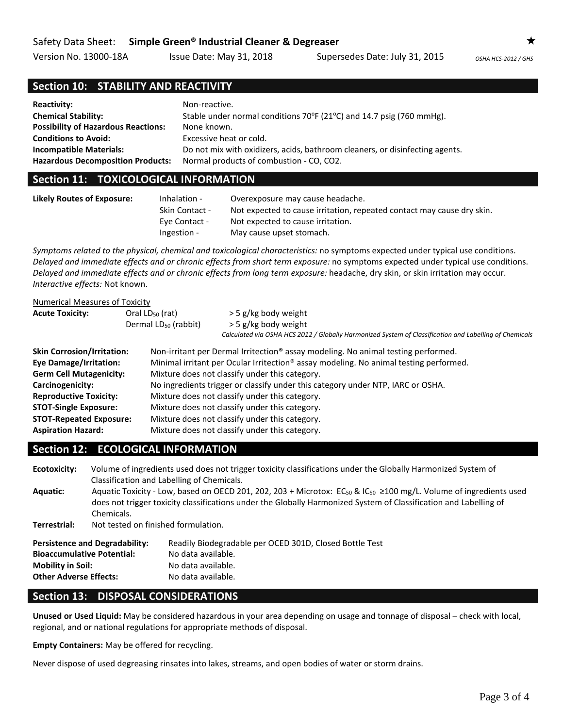## Section 10: STABILITY AND REACTIVITY

| | |
|---|---|
| **Reactivity:** | Non-reactive. |
| **Chemical Stability:** | Stable under normal conditions 70°F (21°C) and 14.7 psig (760 mmHg). |
| **Possibility of Hazardous Reactions:** | None known. |
| **Conditions to Avoid:** | Excessive heat or cold. |
| **Incompatible Materials:** | Do not mix with oxidizers, acids, bathroom cleaners, or disinfecting agents. |
| **Hazardous Decomposition Products:** | Normal products of combustion - CO, CO2. |

## Section 11: TOXICOLOGICAL INFORMATION

| | | |
|---|---|---|
| **Likely Routes of Exposure:** | Inhalation - | Overexposure may cause headache. |
| | Skin Contact - | Not expected to cause irritation, repeated contact may cause dry skin. |
| | Eye Contact - | Not expected to cause irritation. |
| | Ingestion - | May cause upset stomach. |

*Symptoms related to the physical, chemical and toxicological characteristics:* no symptoms expected under typical use conditions.
*Delayed and immediate effects and or chronic effects from short term exposure:* no symptoms expected under typical use conditions.
*Delayed and immediate effects and or chronic effects from long term exposure:* headache, dry skin, or skin irritation may occur.
*Interactive effects:* Not known.

Numerical Measures of Toxicity

| | | |
|---|---|---|
| **Acute Toxicity:** | Oral $LD_{50}$ (rat) | > 5 g/kg body weight |
| | Dermal $LD_{50}$ (rabbit) | > 5 g/kg body weight |

*Calculated via OSHA HCS 2012 / Globally Harmonized System of Classification and Labelling of Chemicals*

| | |
|---|---|
| **Skin Corrosion/Irritation:** | Non-irritant per Dermal Irritection® assay modeling. No animal testing performed. |
| **Eye Damage/Irritation:** | Minimal irritant per Ocular Irritection® assay modeling. No animal testing performed. |
| **Germ Cell Mutagenicity:** | Mixture does not classify under this category. |
| **Carcinogenicity:** | No ingredients trigger or classify under this category under NTP, IARC or OSHA. |
| **Reproductive Toxicity:** | Mixture does not classify under this category. |
| **STOT-Single Exposure:** | Mixture does not classify under this category. |
| **STOT-Repeated Exposure:** | Mixture does not classify under this category. |
| **Aspiration Hazard:** | Mixture does not classify under this category. |

## Section 12: ECOLOGICAL INFORMATION

**Ecotoxicity:** Volume of ingredients used does not trigger toxicity classifications under the Globally Harmonized System of Classification and Labelling of Chemicals.

**Aquatic:** Aquatic Toxicity - Low, based on OECD 201, 202, 203 + Microtox: $EC_{50}$ & $IC_{50}$ ≥100 mg/L. Volume of ingredients used does not trigger toxicity classifications under the Globally Harmonized System of Classification and Labelling of Chemicals.

**Terrestrial:** Not tested on finished formulation.

| | |
|---|---|
| **Persistence and Degradability:** | Readily Biodegradable per OCED 301D, Closed Bottle Test |
| **Bioaccumulative Potential:** | No data available. |
| **Mobility in Soil:** | No data available. |
| **Other Adverse Effects:** | No data available. |

## Section 13: DISPOSAL CONSIDERATIONS

**Unused or Used Liquid:** May be considered hazardous in your area depending on usage and tonnage of disposal – check with local, regional, and or national regulations for appropriate methods of disposal.

**Empty Containers:** May be offered for recycling.

Never dispose of used degreasing rinsates into lakes, streams, and open bodies of water or storm drains.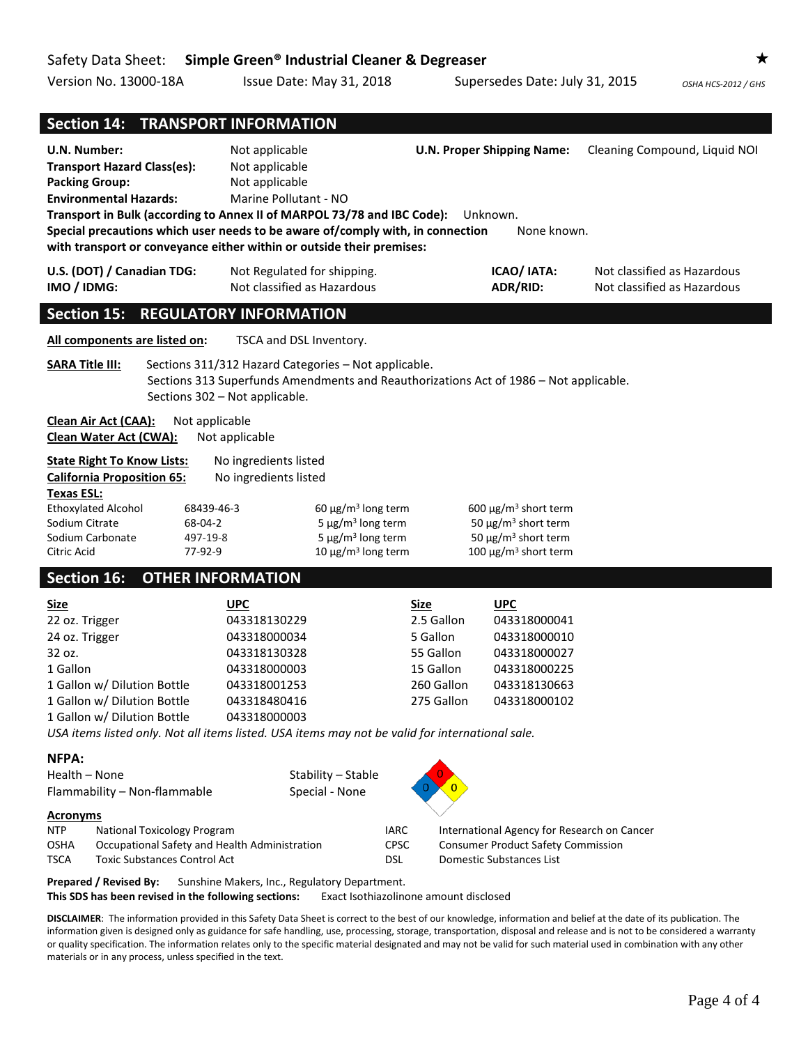## Section 14: TRANSPORT INFORMATION

**U.N. Number:** Not applicable

**U.N. Proper Shipping Name:** Cleaning Compound, Liquid NOI

**Transport Hazard Class(es):** Not applicable

**Packing Group:** Not applicable

**Environmental Hazards:** Marine Pollutant - NO

**Transport in Bulk (according to Annex II of MARPOL 73/78 and IBC Code):** Unknown.

**Special precautions which user needs to be aware of/comply with, in connection with transport or conveyance either within or outside their premises:** None known.

| | | | |
|---|---|---|---|
| **U.S. (DOT) / Canadian TDG:** | Not Regulated for shipping. | **ICAO/ IATA:** | Not classified as Hazardous |
| **IMO / IDMG:** | Not classified as Hazardous | **ADR/RID:** | Not classified as Hazardous |

## Section 15: REGULATORY INFORMATION

**All components are listed on:** TSCA and DSL Inventory.

**SARA Title III:** Sections 311/312 Hazard Categories – Not applicable.
Sections 313 Superfunds Amendments and Reauthorizations Act of 1986 – Not applicable.
Sections 302 – Not applicable.

**Clean Air Act (CAA):** Not applicable
**Clean Water Act (CWA):** Not applicable

**State Right To Know Lists:** No ingredients listed
**California Proposition 65:** No ingredients listed
**Texas ESL:**

| | | | |
|---|---|---|---|
| Ethoxylated Alcohol | 68439-46-3 | 60 μg/m³ long term | 600 μg/m³ short term |
| Sodium Citrate | 68-04-2 | 5 μg/m³ long term | 50 μg/m³ short term |
| Sodium Carbonate | 497-19-8 | 5 μg/m³ long term | 50 μg/m³ short term |
| Citric Acid | 77-92-9 | 10 μg/m³ long term | 100 μg/m³ short term |

## Section 16: OTHER INFORMATION

| Size | UPC | Size | UPC |
|---|---|---|---|
| 22 oz. Trigger | 043318130229 | 2.5 Gallon | 043318000041 |
| 24 oz. Trigger | 043318000034 | 5 Gallon | 043318000010 |
| 32 oz. | 043318130328 | 55 Gallon | 043318000027 |
| 1 Gallon | 043318000003 | 15 Gallon | 043318000225 |
| 1 Gallon w/ Dilution Bottle | 043318001253 | 260 Gallon | 043318130663 |
| 1 Gallon w/ Dilution Bottle | 043318480416 | 275 Gallon | 043318000102 |
| 1 Gallon w/ Dilution Bottle | 043318000003 | | |

*USA items listed only. Not all items listed. USA items may not be valid for international sale.*

### NFPA:

Health – None
Flammability – Non-flammable
Stability – Stable
Special - None

0
0
0

### Acronyms

| | | | |
|---|---|---|---|
| NTP | National Toxicology Program | IARC | International Agency for Research on Cancer |
| OSHA | Occupational Safety and Health Administration | CPSC | Consumer Product Safety Commission |
| TSCA | Toxic Substances Control Act | DSL | Domestic Substances List |

**Prepared / Revised By:** Sunshine Makers, Inc., Regulatory Department.
**This SDS has been revised in the following sections:** Exact Isothiazolinone amount disclosed

**DISCLAIMER**: The information provided in this Safety Data Sheet is correct to the best of our knowledge, information and belief at the date of its publication. The information given is designed only as guidance for safe handling, use, processing, storage, transportation, disposal and release and is not to be considered a warranty or quality specification. The information relates only to the specific material designated and may not be valid for such material used in combination with any other materials or in any process, unless specified in the text.